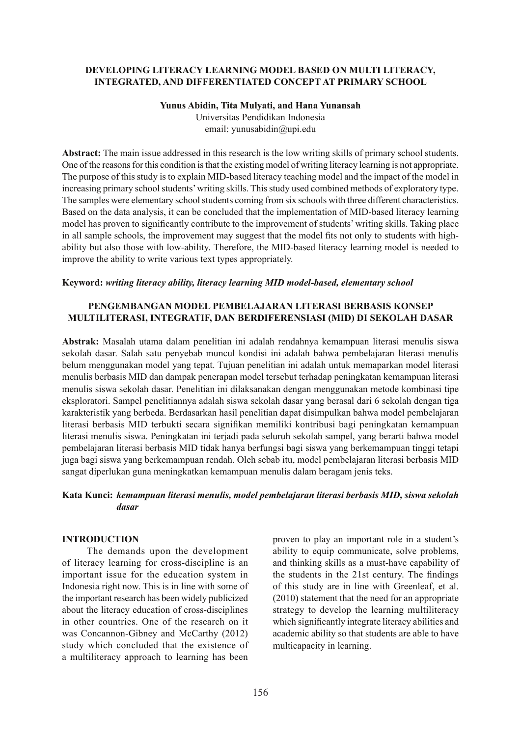# DEVELOPING LITERACY LEARNING MODEL BASED ON MULTI LITERACY, INTEGRATED, AND DIFFERENTIATED CONCEPT AT PRIMARY SCHOOL

**Yunus Abidin, Tita Mulyati, and Hana Yunansah**

Universitas Pendidikan Indonesia

email: yunusabidin@upi.edu

**Abstract:** The main issue addressed in this research is the low writing skills of primary school students. One of the reasons for this condition is that the existing model of writing literacy learning is not appropriate. The purpose of this study is to explain MID-based literacy teaching model and the impact of the model in increasing primary school students' writing skills. This study used combined methods of exploratory type. The samples were elementary school students coming from six schools with three different characteristics. Based on the data analysis, it can be concluded that the implementation of MID-based literacy learning model has proven to significantly contribute to the improvement of students' writing skills. Taking place in all sample schools, the improvement may suggest that the model fits not only to students with high-ability but also those with low-ability. Therefore, the MID-based literacy learning model is needed to improve the ability to write various text types appropriately.

**Keyword:** ***writing literacy ability, literacy learning MID model-based, elementary school***

## PENGEMBANGAN MODEL PEMBELAJARAN LITERASI BERBASIS KONSEP MULTILITERASI, INTEGRATIF, DAN BERDIFERENSIASI (MID) DI SEKOLAH DASAR

**Abstrak:** Masalah utama dalam penelitian ini adalah rendahnya kemampuan literasi menulis siswa sekolah dasar. Salah satu penyebab muncul kondisi ini adalah bahwa pembelajaran literasi menulis belum menggunakan model yang tepat. Tujuan penelitian ini adalah untuk memaparkan model literasi menulis berbasis MID dan dampak penerapan model tersebut terhadap peningkatan kemampuan literasi menulis siswa sekolah dasar. Penelitian ini dilaksanakan dengan menggunakan metode kombinasi tipe eksploratori. Sampel penelitiannya adalah siswa sekolah dasar yang berasal dari 6 sekolah dengan tiga karakteristik yang berbeda. Berdasarkan hasil penelitian dapat disimpulkan bahwa model pembelajaran literasi berbasis MID terbukti secara signifikan memiliki kontribusi bagi peningkatan kemampuan literasi menulis siswa. Peningkatan ini terjadi pada seluruh sekolah sampel, yang berarti bahwa model pembelajaran literasi berbasis MID tidak hanya berfungsi bagi siswa yang berkemampuan tinggi tetapi juga bagi siswa yang berkemampuan rendah. Oleh sebab itu, model pembelajaran literasi berbasis MID sangat diperlukan guna meningkatkan kemampuan menulis dalam beragam jenis teks.

**Kata Kunci:** ***kemampuan literasi menulis, model pembelajaran literasi berbasis MID, siswa sekolah dasar***

## INTRODUCTION

The demands upon the development of literacy learning for cross-discipline is an important issue for the education system in Indonesia right now. This is in line with some of the important research has been widely publicized about the literacy education of cross-disciplines in other countries. One of the research on it was Concannon-Gibney and McCarthy (2012) study which concluded that the existence of a multiliteracy approach to learning has been proven to play an important role in a student's ability to equip communicate, solve problems, and thinking skills as a must-have capability of the students in the 21st century. The findings of this study are in line with Greenleaf, et al. (2010) statement that the need for an appropriate strategy to develop the learning multiliteracy which significantly integrate literacy abilities and academic ability so that students are able to have multicapacity in learning.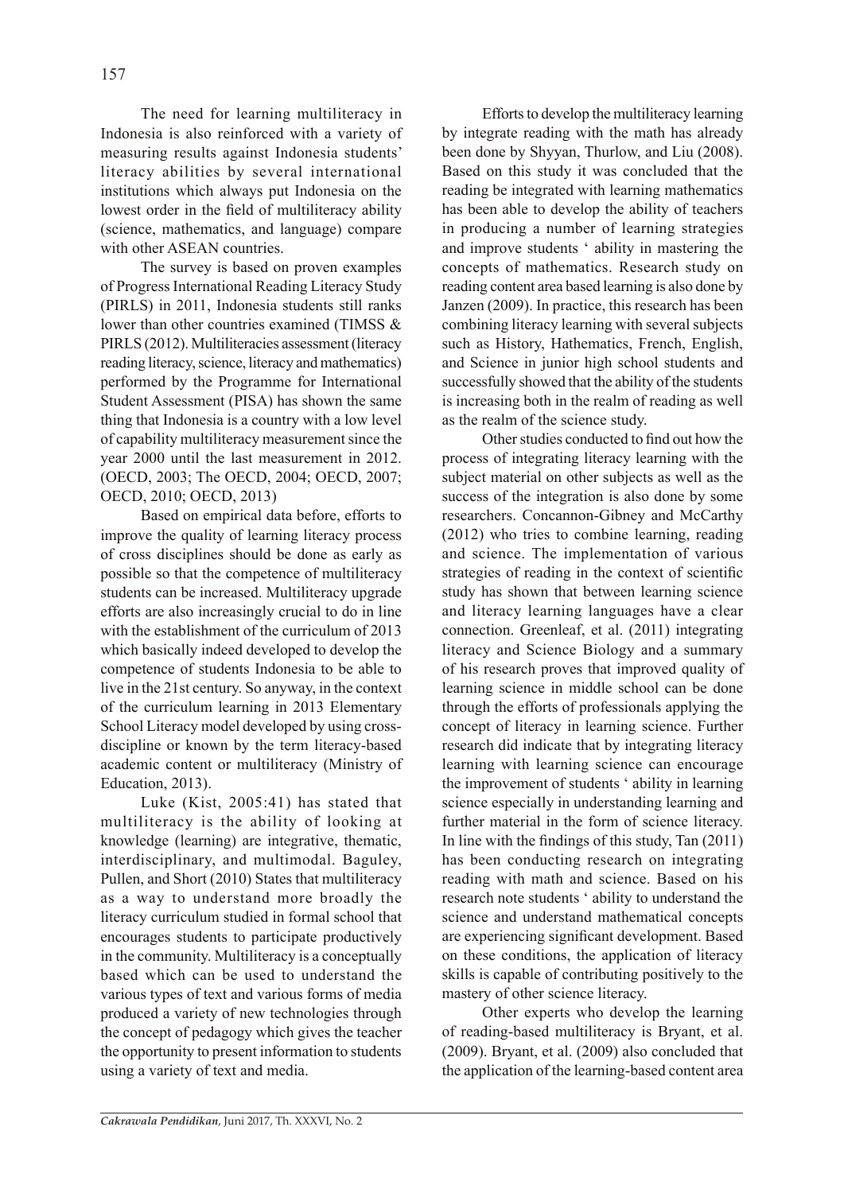The need for learning multiliteracy in Indonesia is also reinforced with a variety of measuring results against Indonesia students' literacy abilities by several international institutions which always put Indonesia on the lowest order in the field of multiliteracy ability (science, mathematics, and language) compare with other ASEAN countries.

The survey is based on proven examples of Progress International Reading Literacy Study (PIRLS) in 2011, Indonesia students still ranks lower than other countries examined (TIMSS & PIRLS (2012). Multiliteracies assessment (literacy reading literacy, science, literacy and mathematics) performed by the Programme for International Student Assessment (PISA) has shown the same thing that Indonesia is a country with a low level of capability multiliteracy measurement since the year 2000 until the last measurement in 2012. (OECD, 2003; The OECD, 2004; OECD, 2007; OECD, 2010; OECD, 2013)

Based on empirical data before, efforts to improve the quality of learning literacy process of cross disciplines should be done as early as possible so that the competence of multiliteracy students can be increased. Multiliteracy upgrade efforts are also increasingly crucial to do in line with the establishment of the curriculum of 2013 which basically indeed developed to develop the competence of students Indonesia to be able to live in the 21st century. So anyway, in the context of the curriculum learning in 2013 Elementary School Literacy model developed by using cross-discipline or known by the term literacy-based academic content or multiliteracy (Ministry of Education, 2013).

Luke (Kist, 2005:41) has stated that multiliteracy is the ability of looking at knowledge (learning) are integrative, thematic, interdisciplinary, and multimodal. Baguley, Pullen, and Short (2010) States that multiliteracy as a way to understand more broadly the literacy curriculum studied in formal school that encourages students to participate productively in the community. Multiliteracy is a conceptually based which can be used to understand the various types of text and various forms of media produced a variety of new technologies through the concept of pedagogy which gives the teacher the opportunity to present information to students using a variety of text and media.

Efforts to develop the multiliteracy learning by integrate reading with the math has already been done by Shyyan, Thurlow, and Liu (2008). Based on this study it was concluded that the reading be integrated with learning mathematics has been able to develop the ability of teachers in producing a number of learning strategies and improve students ' ability in mastering the concepts of mathematics. Research study on reading content area based learning is also done by Janzen (2009). In practice, this research has been combining literacy learning with several subjects such as History, Hathematics, French, English, and Science in junior high school students and successfully showed that the ability of the students is increasing both in the realm of reading as well as the realm of the science study.

Other studies conducted to find out how the process of integrating literacy learning with the subject material on other subjects as well as the success of the integration is also done by some researchers. Concannon-Gibney and McCarthy (2012) who tries to combine learning, reading and science. The implementation of various strategies of reading in the context of scientific study has shown that between learning science and literacy learning languages have a clear connection. Greenleaf, et al. (2011) integrating literacy and Science Biology and a summary of his research proves that improved quality of learning science in middle school can be done through the efforts of professionals applying the concept of literacy in learning science. Further research did indicate that by integrating literacy learning with learning science can encourage the improvement of students ' ability in learning science especially in understanding learning and further material in the form of science literacy. In line with the findings of this study, Tan (2011) has been conducting research on integrating reading with math and science. Based on his research note students ' ability to understand the science and understand mathematical concepts are experiencing significant development. Based on these conditions, the application of literacy skills is capable of contributing positively to the mastery of other science literacy.

Other experts who develop the learning of reading-based multiliteracy is Bryant, et al. (2009). Bryant, et al. (2009) also concluded that the application of the learning-based content area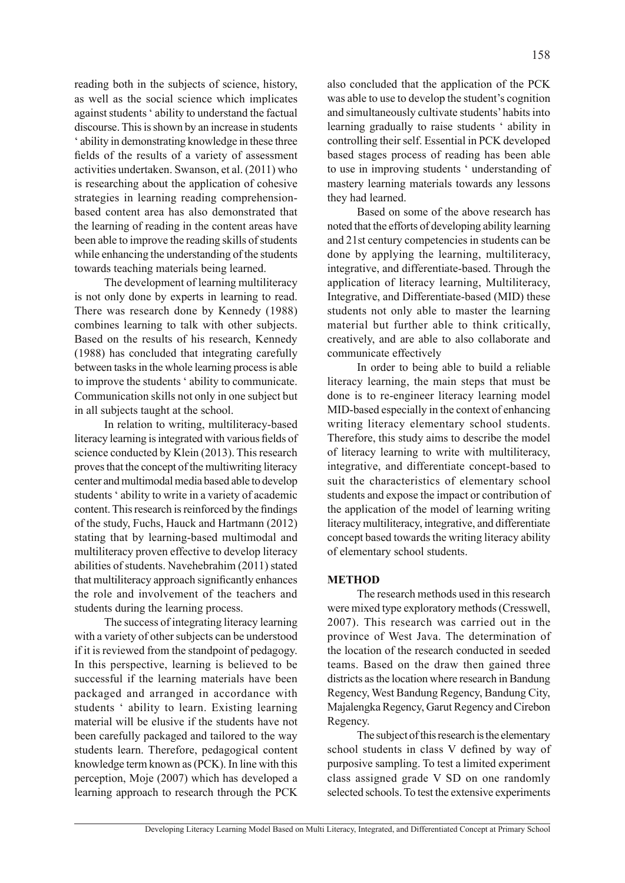reading both in the subjects of science, history, as well as the social science which implicates against students ' ability to understand the factual discourse. This is shown by an increase in students ' ability in demonstrating knowledge in these three fields of the results of a variety of assessment activities undertaken. Swanson, et al. (2011) who is researching about the application of cohesive strategies in learning reading comprehension-based content area has also demonstrated that the learning of reading in the content areas have been able to improve the reading skills of students while enhancing the understanding of the students towards teaching materials being learned.

The development of learning multiliteracy is not only done by experts in learning to read. There was research done by Kennedy (1988) combines learning to talk with other subjects. Based on the results of his research, Kennedy (1988) has concluded that integrating carefully between tasks in the whole learning process is able to improve the students ' ability to communicate. Communication skills not only in one subject but in all subjects taught at the school.

In relation to writing, multiliteracy-based literacy learning is integrated with various fields of science conducted by Klein (2013). This research proves that the concept of the multiwriting literacy center and multimodal media based able to develop students ' ability to write in a variety of academic content. This research is reinforced by the findings of the study, Fuchs, Hauck and Hartmann (2012) stating that by learning-based multimodal and multiliteracy proven effective to develop literacy abilities of students. Navehebrahim (2011) stated that multiliteracy approach significantly enhances the role and involvement of the teachers and students during the learning process.

The success of integrating literacy learning with a variety of other subjects can be understood if it is reviewed from the standpoint of pedagogy. In this perspective, learning is believed to be successful if the learning materials have been packaged and arranged in accordance with students ' ability to learn. Existing learning material will be elusive if the students have not been carefully packaged and tailored to the way students learn. Therefore, pedagogical content knowledge term known as (PCK). In line with this perception, Moje (2007) which has developed a learning approach to research through the PCK also concluded that the application of the PCK was able to use to develop the student's cognition and simultaneously cultivate students' habits into learning gradually to raise students ' ability in controlling their self. Essential in PCK developed based stages process of reading has been able to use in improving students ' understanding of mastery learning materials towards any lessons they had learned.

Based on some of the above research has noted that the efforts of developing ability learning and 21st century competencies in students can be done by applying the learning, multiliteracy, integrative, and differentiate-based. Through the application of literacy learning, Multiliteracy, Integrative, and Differentiate-based (MID) these students not only able to master the learning material but further able to think critically, creatively, and are able to also collaborate and communicate effectively

In order to being able to build a reliable literacy learning, the main steps that must be done is to re-engineer literacy learning model MID-based especially in the context of enhancing writing literacy elementary school students. Therefore, this study aims to describe the model of literacy learning to write with multiliteracy, integrative, and differentiate concept-based to suit the characteristics of elementary school students and expose the impact or contribution of the application of the model of learning writing literacy multiliteracy, integrative, and differentiate concept based towards the writing literacy ability of elementary school students.

## METHOD

The research methods used in this research were mixed type exploratory methods (Cresswell, 2007). This research was carried out in the province of West Java. The determination of the location of the research conducted in seeded teams. Based on the draw then gained three districts as the location where research in Bandung Regency, West Bandung Regency, Bandung City, Majalengka Regency, Garut Regency and Cirebon Regency.

The subject of this research is the elementary school students in class V defined by way of purposive sampling. To test a limited experiment class assigned grade V SD on one randomly selected schools. To test the extensive experiments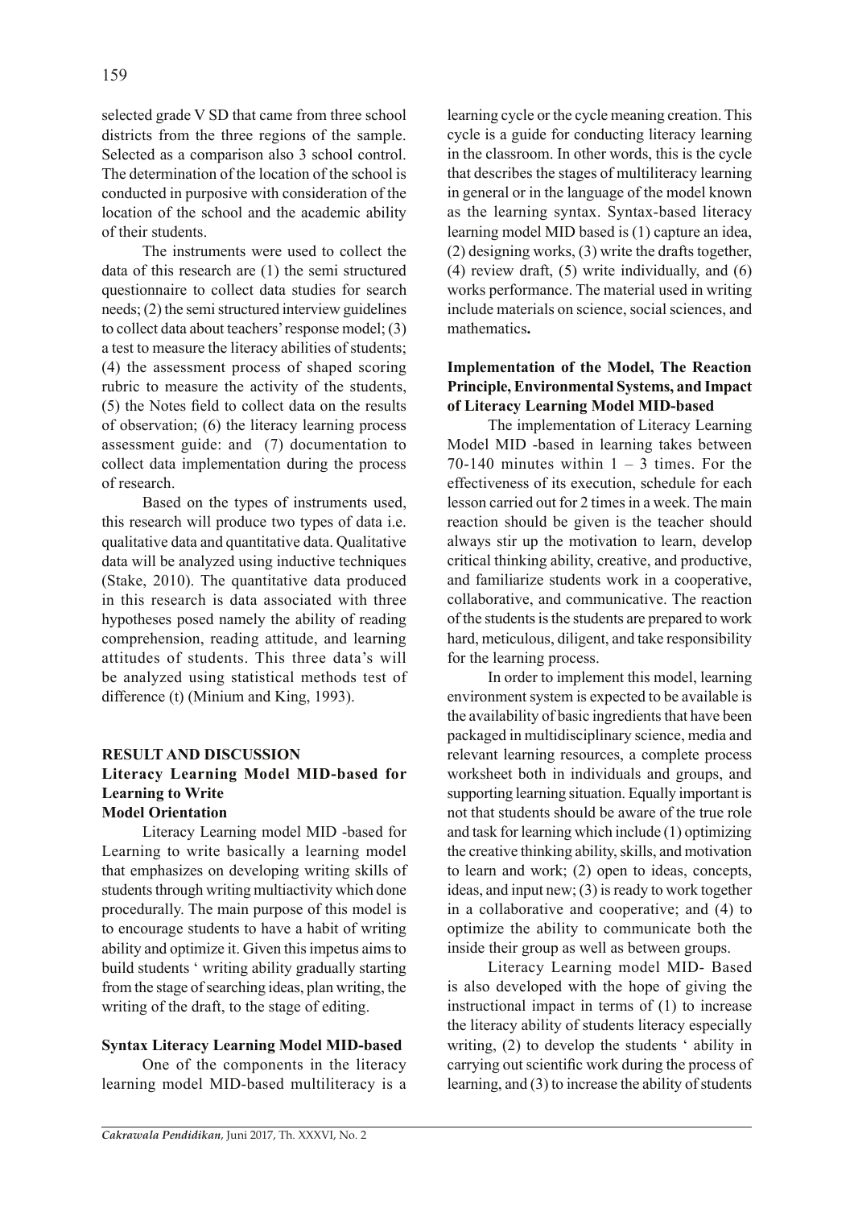selected grade V SD that came from three school districts from the three regions of the sample. Selected as a comparison also 3 school control. The determination of the location of the school is conducted in purposive with consideration of the location of the school and the academic ability of their students.

The instruments were used to collect the data of this research are (1) the semi structured questionnaire to collect data studies for search needs; (2) the semi structured interview guidelines to collect data about teachers' response model; (3) a test to measure the literacy abilities of students; (4) the assessment process of shaped scoring rubric to measure the activity of the students, (5) the Notes field to collect data on the results of observation; (6) the literacy learning process assessment guide: and (7) documentation to collect data implementation during the process of research.

Based on the types of instruments used, this research will produce two types of data i.e. qualitative data and quantitative data. Qualitative data will be analyzed using inductive techniques (Stake, 2010). The quantitative data produced in this research is data associated with three hypotheses posed namely the ability of reading comprehension, reading attitude, and learning attitudes of students. This three data's will be analyzed using statistical methods test of difference (t) (Minium and King, 1993).

## RESULT AND DISCUSSION

### Literacy Learning Model MID-based for Learning to Write

#### Model Orientation

Literacy Learning model MID -based for Learning to write basically a learning model that emphasizes on developing writing skills of students through writing multiactivity which done procedurally. The main purpose of this model is to encourage students to have a habit of writing ability and optimize it. Given this impetus aims to build students ' writing ability gradually starting from the stage of searching ideas, plan writing, the writing of the draft, to the stage of editing.

#### Syntax Literacy Learning Model MID-based

One of the components in the literacy learning model MID-based multiliteracy is a learning cycle or the cycle meaning creation. This cycle is a guide for conducting literacy learning in the classroom. In other words, this is the cycle that describes the stages of multiliteracy learning in general or in the language of the model known as the learning syntax. Syntax-based literacy learning model MID based is (1) capture an idea, (2) designing works, (3) write the drafts together, (4) review draft, (5) write individually, and (6) works performance. The material used in writing include materials on science, social sciences, and mathematics**.**

#### Implementation of the Model, The Reaction Principle, Environmental Systems, and Impact of Literacy Learning Model MID-based

The implementation of Literacy Learning Model MID -based in learning takes between 70-140 minutes within 1 – 3 times. For the effectiveness of its execution, schedule for each lesson carried out for 2 times in a week. The main reaction should be given is the teacher should always stir up the motivation to learn, develop critical thinking ability, creative, and productive, and familiarize students work in a cooperative, collaborative, and communicative. The reaction of the students is the students are prepared to work hard, meticulous, diligent, and take responsibility for the learning process.

In order to implement this model, learning environment system is expected to be available is the availability of basic ingredients that have been packaged in multidisciplinary science, media and relevant learning resources, a complete process worksheet both in individuals and groups, and supporting learning situation. Equally important is not that students should be aware of the true role and task for learning which include (1) optimizing the creative thinking ability, skills, and motivation to learn and work; (2) open to ideas, concepts, ideas, and input new; (3) is ready to work together in a collaborative and cooperative; and (4) to optimize the ability to communicate both the inside their group as well as between groups.

Literacy Learning model MID- Based is also developed with the hope of giving the instructional impact in terms of (1) to increase the literacy ability of students literacy especially writing, (2) to develop the students ' ability in carrying out scientific work during the process of learning, and (3) to increase the ability of students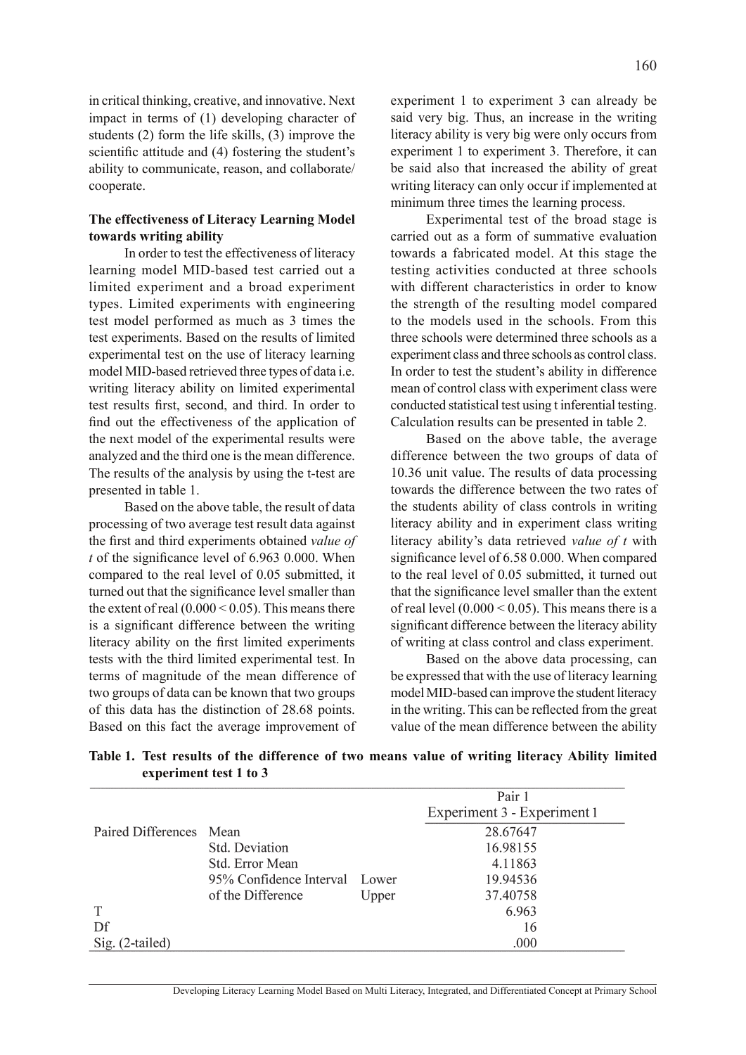in critical thinking, creative, and innovative. Next impact in terms of (1) developing character of students (2) form the life skills, (3) improve the scientific attitude and (4) fostering the student's ability to communicate, reason, and collaborate/ cooperate.

**The effectiveness of Literacy Learning Model towards writing ability**

In order to test the effectiveness of literacy learning model MID-based test carried out a limited experiment and a broad experiment types. Limited experiments with engineering test model performed as much as 3 times the test experiments. Based on the results of limited experimental test on the use of literacy learning model MID-based retrieved three types of data i.e. writing literacy ability on limited experimental test results first, second, and third. In order to find out the effectiveness of the application of the next model of the experimental results were analyzed and the third one is the mean difference. The results of the analysis by using the t-test are presented in table 1.

Based on the above table, the result of data processing of two average test result data against the first and third experiments obtained *value of t* of the significance level of 6.963 0.000. When compared to the real level of 0.05 submitted, it turned out that the significance level smaller than the extent of real (0.000 < 0.05). This means there is a significant difference between the writing literacy ability on the first limited experiments tests with the third limited experimental test. In terms of magnitude of the mean difference of two groups of data can be known that two groups of this data has the distinction of 28.68 points. Based on this fact the average improvement of experiment 1 to experiment 3 can already be said very big. Thus, an increase in the writing literacy ability is very big were only occurs from experiment 1 to experiment 3. Therefore, it can be said also that increased the ability of great writing literacy can only occur if implemented at minimum three times the learning process.

Experimental test of the broad stage is carried out as a form of summative evaluation towards a fabricated model. At this stage the testing activities conducted at three schools with different characteristics in order to know the strength of the resulting model compared to the models used in the schools. From this three schools were determined three schools as a experiment class and three schools as control class. In order to test the student's ability in difference mean of control class with experiment class were conducted statistical test using t inferential testing. Calculation results can be presented in table 2.

Based on the above table, the average difference between the two groups of data of 10.36 unit value. The results of data processing towards the difference between the two rates of the students ability of class controls in writing literacy ability and in experiment class writing literacy ability's data retrieved *value of t* with significance level of 6.58 0.000. When compared to the real level of 0.05 submitted, it turned out that the significance level smaller than the extent of real level (0.000 < 0.05). This means there is a significant difference between the literacy ability of writing at class control and class experiment.

Based on the above data processing, can be expressed that with the use of literacy learning model MID-based can improve the student literacy in the writing. This can be reflected from the great value of the mean difference between the ability

**Table 1. Test results of the difference of two means value of writing literacy Ability limited experiment test 1 to 3**

| | | | Pair 1 |
|---|---|---|---|
| | | | Experiment 3 - Experiment 1 |
| Paired Differences | Mean | | 28.67647 |
| | Std. Deviation | | 16.98155 |
| | Std. Error Mean | | 4.11863 |
| | 95% Confidence Interval | Lower | 19.94536 |
| | of the Difference | Upper | 37.40758 |
| T | | | 6.963 |
| Df | | | 16 |
| Sig. (2-tailed) | | | .000 |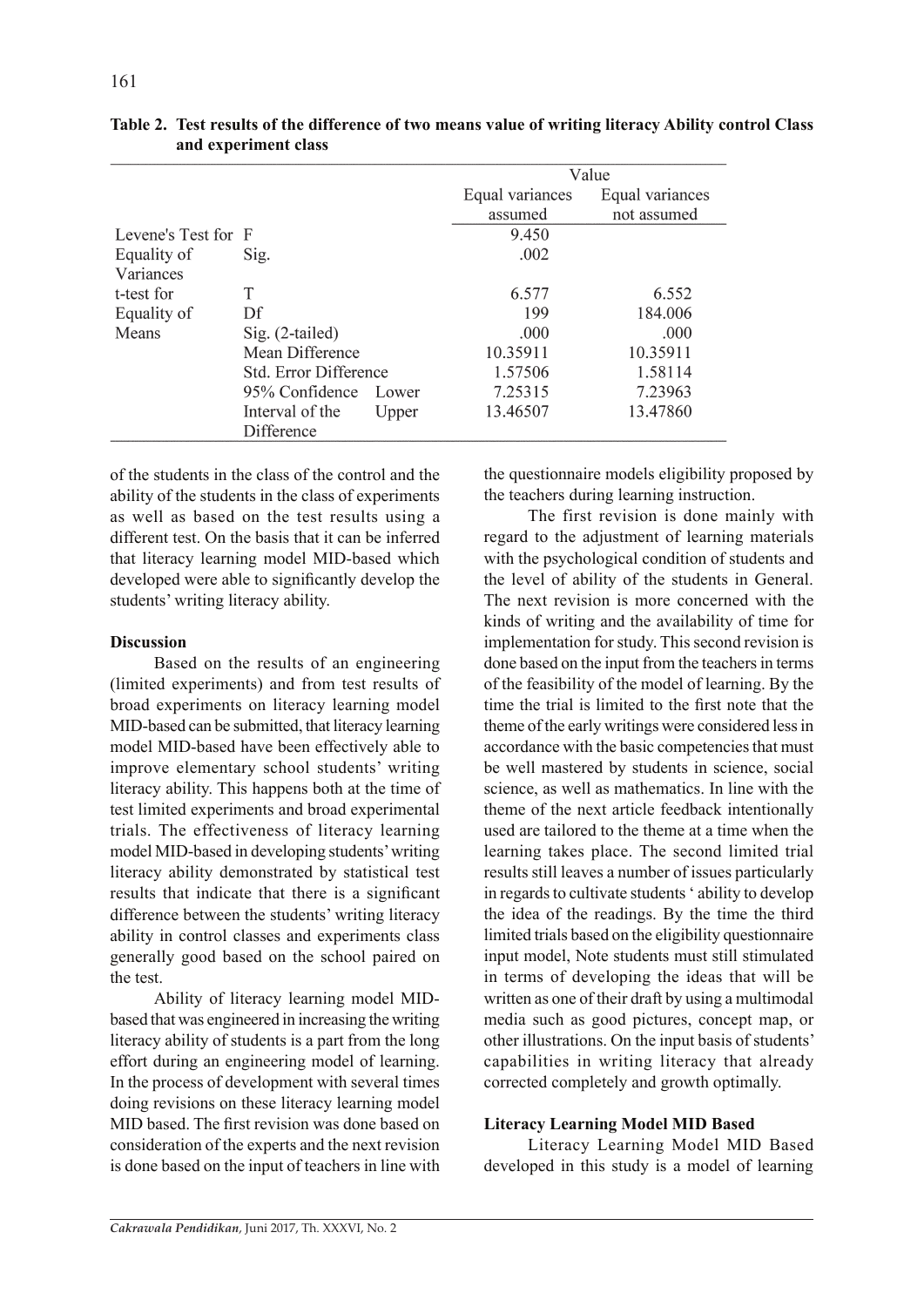**Table 2. Test results of the difference of two means value of writing literacy Ability control Class and experiment class**

| | | Value | |
|---|---|---|---|
| | | Equal variances assumed | Equal variances not assumed |
| Levene's Test for Equality of Variances | F | 9.450 | |
| | Sig. | .002 | |
| t-test for Equality of Means | T | 6.577 | 6.552 |
| | Df | 199 | 184.006 |
| | Sig. (2-tailed) | .000 | .000 |
| | Mean Difference | 10.35911 | 10.35911 |
| | Std. Error Difference | 1.57506 | 1.58114 |
| | 95% Confidence Interval of the Difference Lower | 7.25315 | 7.23963 |
| | 95% Confidence Interval of the Difference Upper | 13.46507 | 13.47860 |

of the students in the class of the control and the ability of the students in the class of experiments as well as based on the test results using a different test. On the basis that it can be inferred that literacy learning model MID-based which developed were able to significantly develop the students' writing literacy ability.

**Discussion**

Based on the results of an engineering (limited experiments) and from test results of broad experiments on literacy learning model MID-based can be submitted, that literacy learning model MID-based have been effectively able to improve elementary school students' writing literacy ability. This happens both at the time of test limited experiments and broad experimental trials. The effectiveness of literacy learning model MID-based in developing students' writing literacy ability demonstrated by statistical test results that indicate that there is a significant difference between the students' writing literacy ability in control classes and experiments class generally good based on the school paired on the test.

Ability of literacy learning model MID-based that was engineered in increasing the writing literacy ability of students is a part from the long effort during an engineering model of learning. In the process of development with several times doing revisions on these literacy learning model MID based. The first revision was done based on consideration of the experts and the next revision is done based on the input of teachers in line with the questionnaire models eligibility proposed by the teachers during learning instruction.

The first revision is done mainly with regard to the adjustment of learning materials with the psychological condition of students and the level of ability of the students in General. The next revision is more concerned with the kinds of writing and the availability of time for implementation for study. This second revision is done based on the input from the teachers in terms of the feasibility of the model of learning. By the time the trial is limited to the first note that the theme of the early writings were considered less in accordance with the basic competencies that must be well mastered by students in science, social science, as well as mathematics. In line with the theme of the next article feedback intentionally used are tailored to the theme at a time when the learning takes place. The second limited trial results still leaves a number of issues particularly in regards to cultivate students ' ability to develop the idea of the readings. By the time the third limited trials based on the eligibility questionnaire input model, Note students must still stimulated in terms of developing the ideas that will be written as one of their draft by using a multimodal media such as good pictures, concept map, or other illustrations. On the input basis of students' capabilities in writing literacy that already corrected completely and growth optimally.

**Literacy Learning Model MID Based**

Literacy Learning Model MID Based developed in this study is a model of learning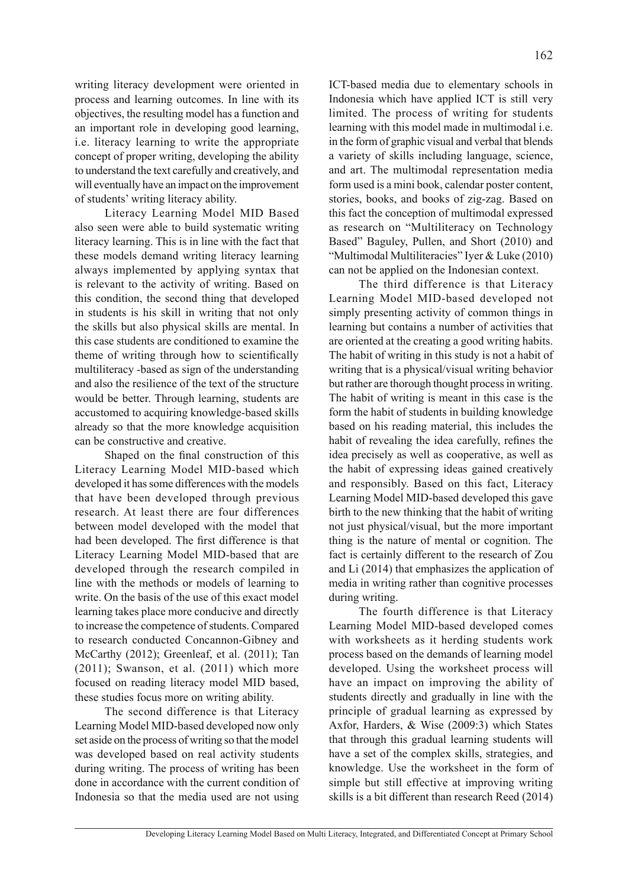writing literacy development were oriented in process and learning outcomes. In line with its objectives, the resulting model has a function and an important role in developing good learning, i.e. literacy learning to write the appropriate concept of proper writing, developing the ability to understand the text carefully and creatively, and will eventually have an impact on the improvement of students' writing literacy ability.

Literacy Learning Model MID Based also seen were able to build systematic writing literacy learning. This is in line with the fact that these models demand writing literacy learning always implemented by applying syntax that is relevant to the activity of writing. Based on this condition, the second thing that developed in students is his skill in writing that not only the skills but also physical skills are mental. In this case students are conditioned to examine the theme of writing through how to scientifically multiliteracy -based as sign of the understanding and also the resilience of the text of the structure would be better. Through learning, students are accustomed to acquiring knowledge-based skills already so that the more knowledge acquisition can be constructive and creative.

Shaped on the final construction of this Literacy Learning Model MID-based which developed it has some differences with the models that have been developed through previous research. At least there are four differences between model developed with the model that had been developed. The first difference is that Literacy Learning Model MID-based that are developed through the research compiled in line with the methods or models of learning to write. On the basis of the use of this exact model learning takes place more conducive and directly to increase the competence of students. Compared to research conducted Concannon-Gibney and McCarthy (2012); Greenleaf, et al. (2011); Tan (2011); Swanson, et al. (2011) which more focused on reading literacy model MID based, these studies focus more on writing ability.

The second difference is that Literacy Learning Model MID-based developed now only set aside on the process of writing so that the model was developed based on real activity students during writing. The process of writing has been done in accordance with the current condition of Indonesia so that the media used are not using ICT-based media due to elementary schools in Indonesia which have applied ICT is still very limited. The process of writing for students learning with this model made in multimodal i.e. in the form of graphic visual and verbal that blends a variety of skills including language, science, and art. The multimodal representation media form used is a mini book, calendar poster content, stories, books, and books of zig-zag. Based on this fact the conception of multimodal expressed as research on "Multiliteracy on Technology Based" Baguley, Pullen, and Short (2010) and "Multimodal Multiliteracies" Iyer & Luke (2010) can not be applied on the Indonesian context.

The third difference is that Literacy Learning Model MID-based developed not simply presenting activity of common things in learning but contains a number of activities that are oriented at the creating a good writing habits. The habit of writing in this study is not a habit of writing that is a physical/visual writing behavior but rather are thorough thought process in writing. The habit of writing is meant in this case is the form the habit of students in building knowledge based on his reading material, this includes the habit of revealing the idea carefully, refines the idea precisely as well as cooperative, as well as the habit of expressing ideas gained creatively and responsibly. Based on this fact, Literacy Learning Model MID-based developed this gave birth to the new thinking that the habit of writing not just physical/visual, but the more important thing is the nature of mental or cognition. The fact is certainly different to the research of Zou and Li (2014) that emphasizes the application of media in writing rather than cognitive processes during writing.

The fourth difference is that Literacy Learning Model MID-based developed comes with worksheets as it herding students work process based on the demands of learning model developed. Using the worksheet process will have an impact on improving the ability of students directly and gradually in line with the principle of gradual learning as expressed by Axfor, Harders, & Wise (2009:3) which States that through this gradual learning students will have a set of the complex skills, strategies, and knowledge. Use the worksheet in the form of simple but still effective at improving writing skills is a bit different than research Reed (2014)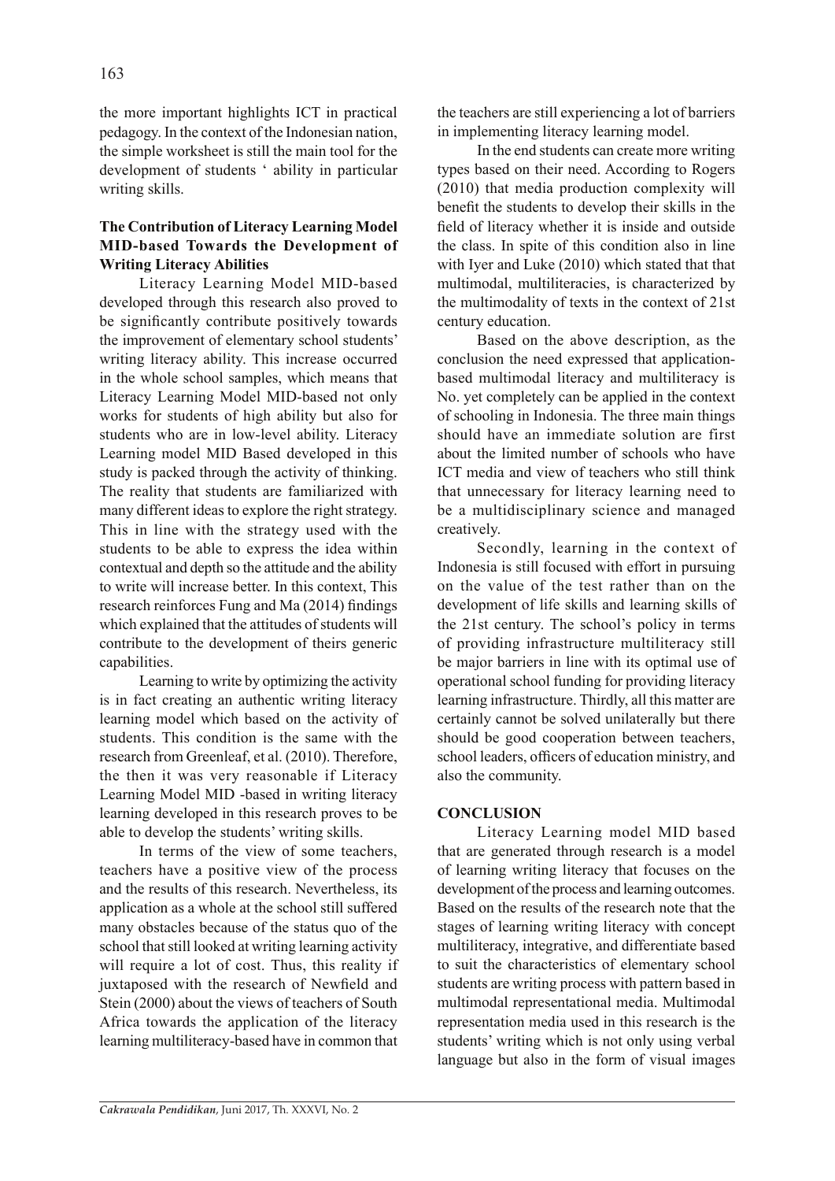the more important highlights ICT in practical pedagogy. In the context of the Indonesian nation, the simple worksheet is still the main tool for the development of students ' ability in particular writing skills.

### The Contribution of Literacy Learning Model MID-based Towards the Development of Writing Literacy Abilities

Literacy Learning Model MID-based developed through this research also proved to be significantly contribute positively towards the improvement of elementary school students' writing literacy ability. This increase occurred in the whole school samples, which means that Literacy Learning Model MID-based not only works for students of high ability but also for students who are in low-level ability. Literacy Learning model MID Based developed in this study is packed through the activity of thinking. The reality that students are familiarized with many different ideas to explore the right strategy. This in line with the strategy used with the students to be able to express the idea within contextual and depth so the attitude and the ability to write will increase better. In this context, This research reinforces Fung and Ma (2014) findings which explained that the attitudes of students will contribute to the development of theirs generic capabilities.

Learning to write by optimizing the activity is in fact creating an authentic writing literacy learning model which based on the activity of students. This condition is the same with the research from Greenleaf, et al. (2010). Therefore, the then it was very reasonable if Literacy Learning Model MID -based in writing literacy learning developed in this research proves to be able to develop the students' writing skills.

In terms of the view of some teachers, teachers have a positive view of the process and the results of this research. Nevertheless, its application as a whole at the school still suffered many obstacles because of the status quo of the school that still looked at writing learning activity will require a lot of cost. Thus, this reality if juxtaposed with the research of Newfield and Stein (2000) about the views of teachers of South Africa towards the application of the literacy learning multiliteracy-based have in common that the teachers are still experiencing a lot of barriers in implementing literacy learning model.

In the end students can create more writing types based on their need. According to Rogers (2010) that media production complexity will benefit the students to develop their skills in the field of literacy whether it is inside and outside the class. In spite of this condition also in line with Iyer and Luke (2010) which stated that that multimodal, multiliteracies, is characterized by the multimodality of texts in the context of 21st century education.

Based on the above description, as the conclusion the need expressed that application-based multimodal literacy and multiliteracy is No. yet completely can be applied in the context of schooling in Indonesia. The three main things should have an immediate solution are first about the limited number of schools who have ICT media and view of teachers who still think that unnecessary for literacy learning need to be a multidisciplinary science and managed creatively.

Secondly, learning in the context of Indonesia is still focused with effort in pursuing on the value of the test rather than on the development of life skills and learning skills of the 21st century. The school's policy in terms of providing infrastructure multiliteracy still be major barriers in line with its optimal use of operational school funding for providing literacy learning infrastructure. Thirdly, all this matter are certainly cannot be solved unilaterally but there should be good cooperation between teachers, school leaders, officers of education ministry, and also the community.

## CONCLUSION

Literacy Learning model MID based that are generated through research is a model of learning writing literacy that focuses on the development of the process and learning outcomes. Based on the results of the research note that the stages of learning writing literacy with concept multiliteracy, integrative, and differentiate based to suit the characteristics of elementary school students are writing process with pattern based in multimodal representational media. Multimodal representation media used in this research is the students' writing which is not only using verbal language but also in the form of visual images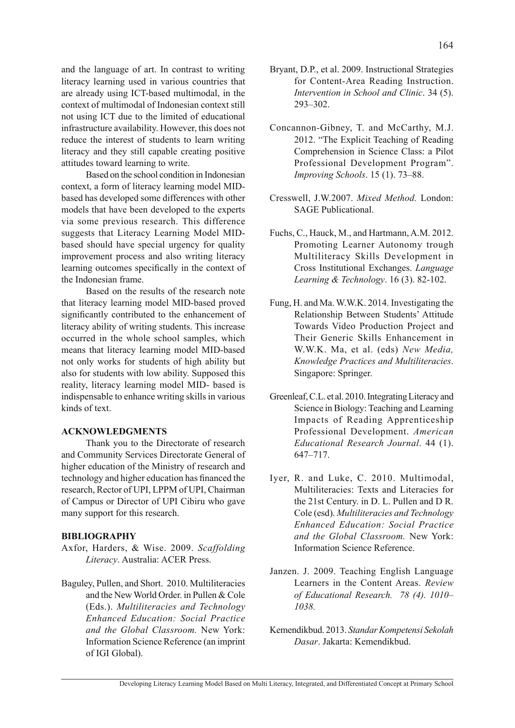and the language of art. In contrast to writing literacy learning used in various countries that are already using ICT-based multimodal, in the context of multimodal of Indonesian context still not using ICT due to the limited of educational infrastructure availability. However, this does not reduce the interest of students to learn writing literacy and they still capable creating positive attitudes toward learning to write.

Based on the school condition in Indonesian context, a form of literacy learning model MID-based has developed some differences with other models that have been developed to the experts via some previous research. This difference suggests that Literacy Learning Model MID-based should have special urgency for quality improvement process and also writing literacy learning outcomes specifically in the context of the Indonesian frame.

Based on the results of the research note that literacy learning model MID-based proved significantly contributed to the enhancement of literacy ability of writing students. This increase occurred in the whole school samples, which means that literacy learning model MID-based not only works for students of high ability but also for students with low ability. Supposed this reality, literacy learning model MID- based is indispensable to enhance writing skills in various kinds of text.

## ACKNOWLEDGMENTS

Thank you to the Directorate of research and Community Services Directorate General of higher education of the Ministry of research and technology and higher education has financed the research, Rector of UPI, LPPM of UPI, Chairman of Campus or Director of UPI Cibiru who gave many support for this research.

## BIBLIOGRAPHY

Axfor, Harders, & Wise. 2009. *Scaffolding Literacy*. Australia: ACER Press.

Baguley, Pullen, and Short. 2010. Multiliteracies and the New World Order. in Pullen & Cole (Eds.). *Multiliteracies and Technology Enhanced Education: Social Practice and the Global Classroom.* New York: Information Science Reference (an imprint of IGI Global).

Bryant, D.P., et al. 2009. Instructional Strategies for Content-Area Reading Instruction. *Intervention in School and Clinic*. 34 (5). 293–302.

Concannon-Gibney, T. and McCarthy, M.J. 2012. "The Explicit Teaching of Reading Comprehension in Science Class: a Pilot Professional Development Program". *Improving Schools*. 15 (1). 73–88.

Cresswell, J.W.2007. *Mixed Method.* London: SAGE Publicational.

Fuchs, C., Hauck, M., and Hartmann, A.M. 2012. Promoting Learner Autonomy trough Multiliteracy Skills Development in Cross Institutional Exchanges. *Language Learning & Technology*. 16 (3). 82-102.

Fung, H. and Ma. W.W.K. 2014. Investigating the Relationship Between Students' Attitude Towards Video Production Project and Their Generic Skills Enhancement in W.W.K. Ma, et al. (eds) *New Media, Knowledge Practices and Multiliteracies*. Singapore: Springer.

Greenleaf, C.L. et al. 2010. Integrating Literacy and Science in Biology: Teaching and Learning Impacts of Reading Apprenticeship Professional Development. *American Educational Research Journal*. 44 (1). 647–717.

Iyer, R. and Luke, C. 2010. Multimodal, Multiliteracies: Texts and Literacies for the 21st Century. in D. L. Pullen and D R. Cole (esd). *Multiliteracies and Technology Enhanced Education: Social Practice and the Global Classroom.* New York: Information Science Reference.

Janzen. J. 2009. Teaching English Language Learners in the Content Areas. *Review of Educational Research. 78 (4). 1010–1038.*

Kemendikbud. 2013. *Standar Kompetensi Sekolah Dasar*. Jakarta: Kemendikbud.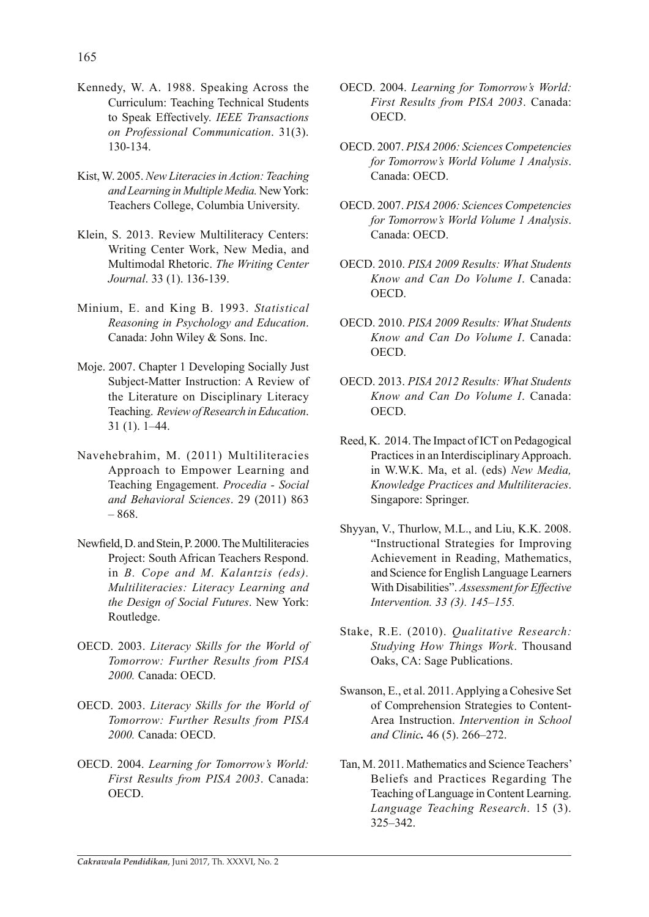Kennedy, W. A. 1988. Speaking Across the Curriculum: Teaching Technical Students to Speak Effectively. *IEEE Transactions on Professional Communication*. 31(3). 130-134.

Kist, W. 2005. *New Literacies in Action: Teaching and Learning in Multiple Media.* New York: Teachers College, Columbia University.

Klein, S. 2013. Review Multiliteracy Centers: Writing Center Work, New Media, and Multimodal Rhetoric. *The Writing Center Journal*. 33 (1). 136-139.

Minium, E. and King B. 1993. *Statistical Reasoning in Psychology and Education*. Canada: John Wiley & Sons. Inc.

Moje. 2007. Chapter 1 Developing Socially Just Subject-Matter Instruction: A Review of the Literature on Disciplinary Literacy Teaching. *Review of Research in Education*. 31 (1). 1–44.

Navehebrahim, M. (2011) Multiliteracies Approach to Empower Learning and Teaching Engagement. *Procedia - Social and Behavioral Sciences*. 29 (2011) 863 – 868.

Newfield, D. and Stein, P. 2000. The Multiliteracies Project: South African Teachers Respond. in *B. Cope and M. Kalantzis (eds). Multiliteracies: Literacy Learning and the Design of Social Futures*. New York: Routledge.

OECD. 2003. *Literacy Skills for the World of Tomorrow: Further Results from PISA 2000.* Canada: OECD.

OECD. 2003. *Literacy Skills for the World of Tomorrow: Further Results from PISA 2000.* Canada: OECD.

OECD. 2004. *Learning for Tomorrow's World: First Results from PISA 2003*. Canada: OECD.

OECD. 2004. *Learning for Tomorrow's World: First Results from PISA 2003*. Canada: OECD.

OECD. 2007. *PISA 2006: Sciences Competencies for Tomorrow's World Volume 1 Analysis*. Canada: OECD.

OECD. 2007. *PISA 2006: Sciences Competencies for Tomorrow's World Volume 1 Analysis*. Canada: OECD.

OECD. 2010. *PISA 2009 Results: What Students Know and Can Do Volume I*. Canada: OECD.

OECD. 2010. *PISA 2009 Results: What Students Know and Can Do Volume I*. Canada: OECD.

OECD. 2013. *PISA 2012 Results: What Students Know and Can Do Volume I*. Canada: OECD.

Reed, K. 2014. The Impact of ICT on Pedagogical Practices in an Interdisciplinary Approach. in W.W.K. Ma, et al. (eds) *New Media, Knowledge Practices and Multiliteracies*. Singapore: Springer.

Shyyan, V., Thurlow, M.L., and Liu, K.K. 2008. "Instructional Strategies for Improving Achievement in Reading, Mathematics, and Science for English Language Learners With Disabilities". *Assessment for Effective Intervention. 33 (3). 145–155.*

Stake, R.E. (2010). *Qualitative Research: Studying How Things Work*. Thousand Oaks, CA: Sage Publications.

Swanson, E., et al. 2011. Applying a Cohesive Set of Comprehension Strategies to Content-Area Instruction. *Intervention in School and Clinic***.** 46 (5). 266–272.

Tan, M. 2011. Mathematics and Science Teachers' Beliefs and Practices Regarding The Teaching of Language in Content Learning. *Language Teaching Research*. 15 (3). 325–342.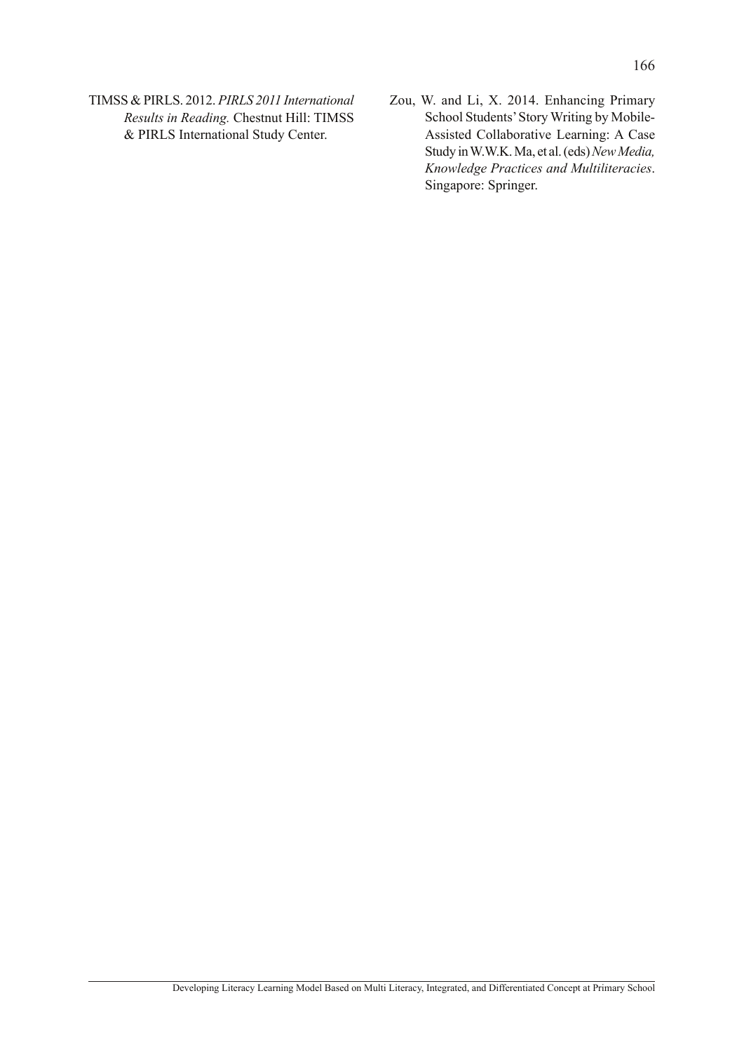TIMSS & PIRLS. 2012. *PIRLS 2011 International Results in Reading.* Chestnut Hill: TIMSS & PIRLS International Study Center.

Zou, W. and Li, X. 2014. Enhancing Primary School Students' Story Writing by Mobile-Assisted Collaborative Learning: A Case Study in W.W.K. Ma, et al. (eds) *New Media, Knowledge Practices and Multiliteracies*. Singapore: Springer.